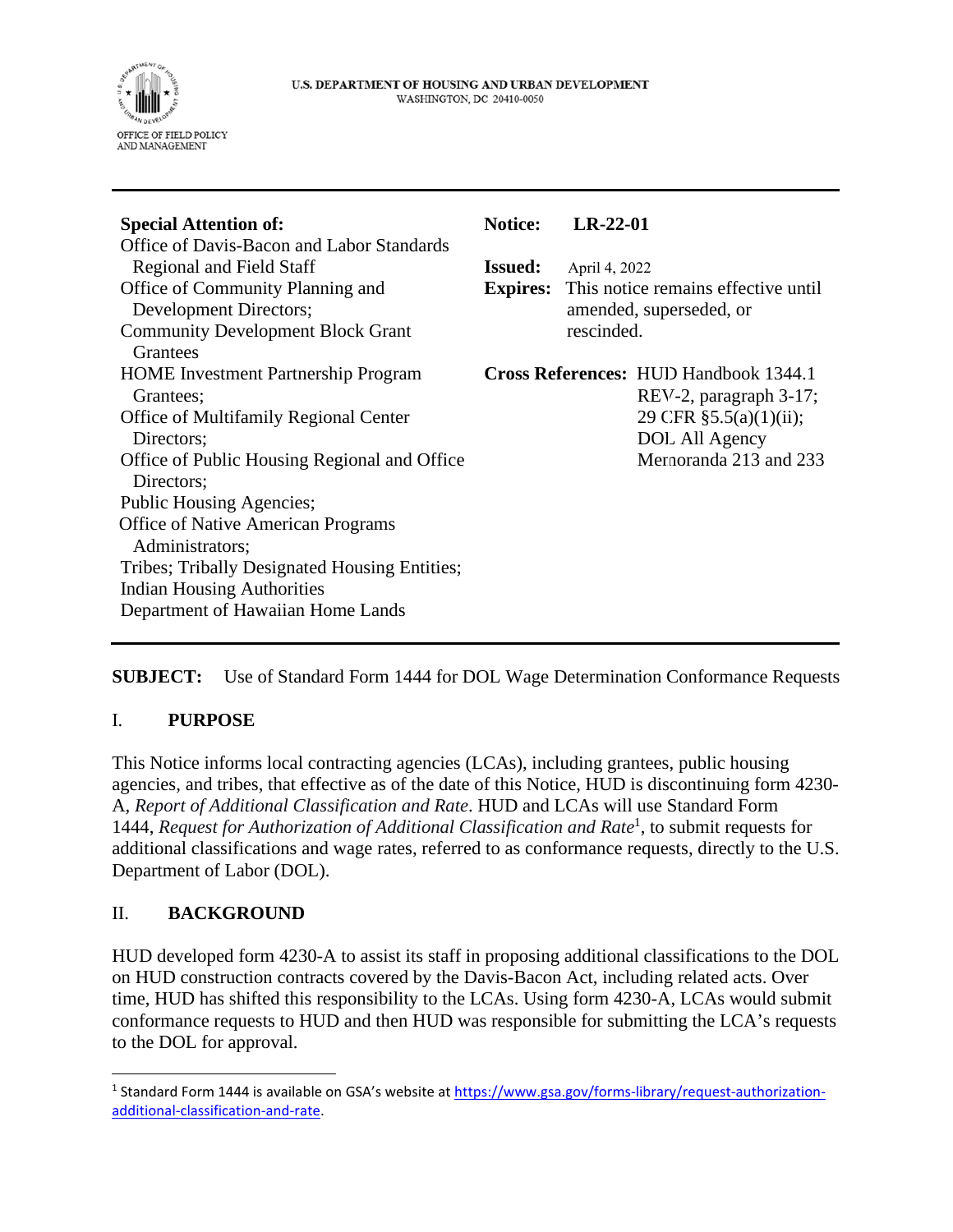U.S. DEPARTMENT OF HOUSING AND URBAN DEVELOPMENT
WASHINGTON, DC 20410-0050

OFFICE OF FIELD POLICY AND MANAGEMENT

---

**Special Attention of:**
Office of Davis-Bacon and Labor Standards Regional and Field Staff
Office of Community Planning and Development Directors;
Community Development Block Grant Grantees
HOME Investment Partnership Program Grantees;
Office of Multifamily Regional Center Directors;
Office of Public Housing Regional and Office Directors;
Public Housing Agencies;
Office of Native American Programs Administrators;
Tribes; Tribally Designated Housing Entities;
Indian Housing Authorities
Department of Hawaiian Home Lands

**Notice:** **LR-22-01**

**Issued:** April 4, 2022
**Expires:** This notice remains effective until amended, superseded, or rescinded.

**Cross References:** HUD Handbook 1344.1 REV-2, paragraph 3-17; 29 CFR §5.5(a)(1)(ii); DOL All Agency Memoranda 213 and 233

---

**SUBJECT:** Use of Standard Form 1444 for DOL Wage Determination Conformance Requests

## I. PURPOSE

This Notice informs local contracting agencies (LCAs), including grantees, public housing agencies, and tribes, that effective as of the date of this Notice, HUD is discontinuing form 4230-A, *Report of Additional Classification and Rate*. HUD and LCAs will use Standard Form 1444, *Request for Authorization of Additional Classification and Rate*[1], to submit requests for additional classifications and wage rates, referred to as conformance requests, directly to the U.S. Department of Labor (DOL).

## II. BACKGROUND

HUD developed form 4230-A to assist its staff in proposing additional classifications to the DOL on HUD construction contracts covered by the Davis-Bacon Act, including related acts. Over time, HUD has shifted this responsibility to the LCAs. Using form 4230-A, LCAs would submit conformance requests to HUD and then HUD was responsible for submitting the LCA's requests to the DOL for approval.

---

[1] Standard Form 1444 is available on GSA's website at [https://www.gsa.gov/forms-library/request-authorization-additional-classification-and-rate](https://www.gsa.gov/forms-library/request-authorization-additional-classification-and-rate).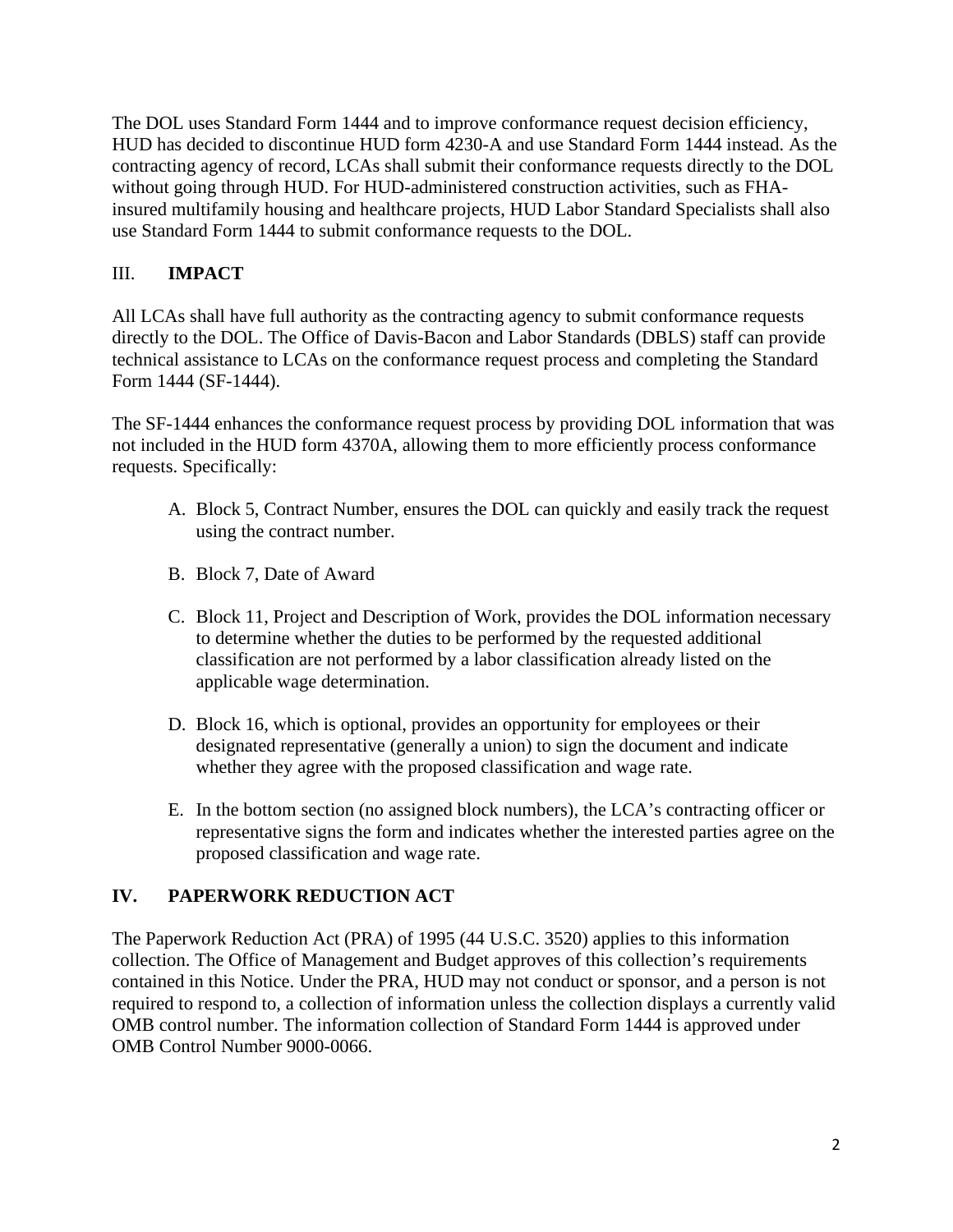The DOL uses Standard Form 1444 and to improve conformance request decision efficiency, HUD has decided to discontinue HUD form 4230-A and use Standard Form 1444 instead. As the contracting agency of record, LCAs shall submit their conformance requests directly to the DOL without going through HUD. For HUD-administered construction activities, such as FHA-insured multifamily housing and healthcare projects, HUD Labor Standard Specialists shall also use Standard Form 1444 to submit conformance requests to the DOL.

## III. **IMPACT**

All LCAs shall have full authority as the contracting agency to submit conformance requests directly to the DOL. The Office of Davis-Bacon and Labor Standards (DBLS) staff can provide technical assistance to LCAs on the conformance request process and completing the Standard Form 1444 (SF-1444).

The SF-1444 enhances the conformance request process by providing DOL information that was not included in the HUD form 4370A, allowing them to more efficiently process conformance requests. Specifically:

A. Block 5, Contract Number, ensures the DOL can quickly and easily track the request using the contract number.

B. Block 7, Date of Award

C. Block 11, Project and Description of Work, provides the DOL information necessary to determine whether the duties to be performed by the requested additional classification are not performed by a labor classification already listed on the applicable wage determination.

D. Block 16, which is optional, provides an opportunity for employees or their designated representative (generally a union) to sign the document and indicate whether they agree with the proposed classification and wage rate.

E. In the bottom section (no assigned block numbers), the LCA's contracting officer or representative signs the form and indicates whether the interested parties agree on the proposed classification and wage rate.

## IV. PAPERWORK REDUCTION ACT

The Paperwork Reduction Act (PRA) of 1995 (44 U.S.C. 3520) applies to this information collection. The Office of Management and Budget approves of this collection's requirements contained in this Notice. Under the PRA, HUD may not conduct or sponsor, and a person is not required to respond to, a collection of information unless the collection displays a currently valid OMB control number. The information collection of Standard Form 1444 is approved under OMB Control Number 9000-0066.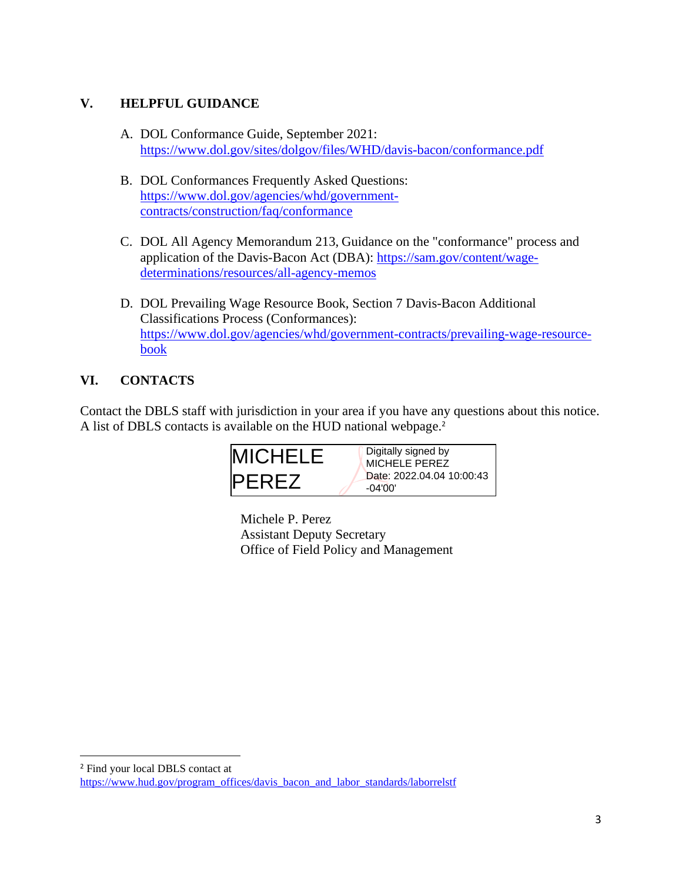## V. HELPFUL GUIDANCE

A. DOL Conformance Guide, September 2021:
https://www.dol.gov/sites/dolgov/files/WHD/davis-bacon/conformance.pdf

B. DOL Conformances Frequently Asked Questions:
https://www.dol.gov/agencies/whd/government-contracts/construction/faq/conformance

C. DOL All Agency Memorandum 213, Guidance on the "conformance" process and application of the Davis-Bacon Act (DBA): https://sam.gov/content/wage-determinations/resources/all-agency-memos

D. DOL Prevailing Wage Resource Book, Section 7 Davis-Bacon Additional Classifications Process (Conformances):
https://www.dol.gov/agencies/whd/government-contracts/prevailing-wage-resource-book

## VI. CONTACTS

Contact the DBLS staff with jurisdiction in your area if you have any questions about this notice. A list of DBLS contacts is available on the HUD national webpage.[2]

MICHELE PEREZ

Digitally signed by MICHELE PEREZ
Date: 2022.04.04 10:00:43 -04'00'

Michele P. Perez
Assistant Deputy Secretary
Office of Field Policy and Management

---

[2] Find your local DBLS contact at
https://www.hud.gov/program_offices/davis_bacon_and_labor_standards/laborrelstf